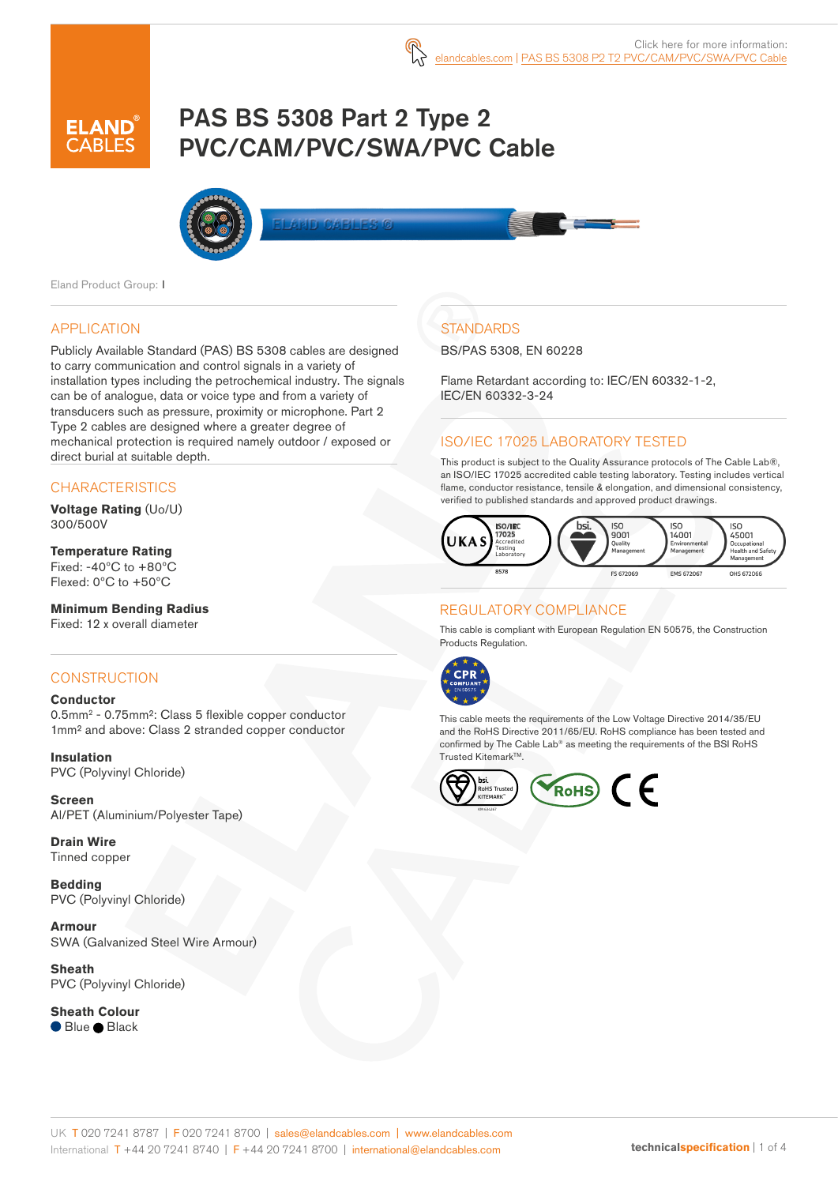Click here for more information: elandcables.com | PAS BS 5308 P2 T2 PVC/CAM/PVC/SWA/PVC Cable

# PAS BS 5308 Part 2 Type 2 PVC/CAM/PVC/SWA/PVC Cable

Eland Product Group: I

## APPLICATION

Publicly Available Standard (PAS) BS 5308 cables are designed to carry communication and control signals in a variety of installation types including the petrochemical industry. The signals can be of analogue, data or voice type and from a variety of transducers such as pressure, proximity or microphone. Part 2 Type 2 cables are designed where a greater degree of mechanical protection is required namely outdoor / exposed or direct burial at suitable depth.

## CHARACTERISTICS

**Voltage Rating** (Uo/U)
300/500V

**Temperature Rating**
Fixed: -40°C to +80°C
Flexed: 0°C to +50°C

**Minimum Bending Radius**
Fixed: 12 x overall diameter

## CONSTRUCTION

**Conductor**
0.5mm² - 0.75mm²: Class 5 flexible copper conductor
1mm² and above: Class 2 stranded copper conductor

**Insulation**
PVC (Polyvinyl Chloride)

**Screen**
Al/PET (Aluminium/Polyester Tape)

**Drain Wire**
Tinned copper

**Bedding**
PVC (Polyvinyl Chloride)

**Armour**
SWA (Galvanized Steel Wire Armour)

**Sheath**
PVC (Polyvinyl Chloride)

**Sheath Colour**
● Blue ● Black

## STANDARDS

BS/PAS 5308, EN 60228

Flame Retardant according to: IEC/EN 60332-1-2, IEC/EN 60332-3-24

## ISO/IEC 17025 LABORATORY TESTED

This product is subject to the Quality Assurance protocols of The Cable Lab®, an ISO/IEC 17025 accredited cable testing laboratory. Testing includes vertical flame, conductor resistance, tensile & elongation, and dimensional consistency, verified to published standards and approved product drawings.

UKAS ISO/IEC 17025 Accredited Testing Laboratory 8578 | bsi. ISO 9001 Quality Management FS 672069 | ISO 14001 Environmental Management EMS 672067 | ISO 45001 Occupational Health and Safety Management OHS 672066

## REGULATORY COMPLIANCE

This cable is compliant with European Regulation EN 50575, the Construction Products Regulation.

CPR COMPLIANT EN 50575

This cable meets the requirements of the Low Voltage Directive 2014/35/EU and the RoHS Directive 2011/65/EU. RoHS compliance has been tested and confirmed by The Cable Lab® as meeting the requirements of the BSI RoHS Trusted Kitemark™.

bsi. RoHS Trusted KITEMARK™ | RoHS | CE

UK T 020 7241 8787 | F 020 7241 8700 | sales@elandcables.com | www.elandcables.com
International T +44 20 7241 8740 | F +44 20 7241 8700 | international@elandcables.com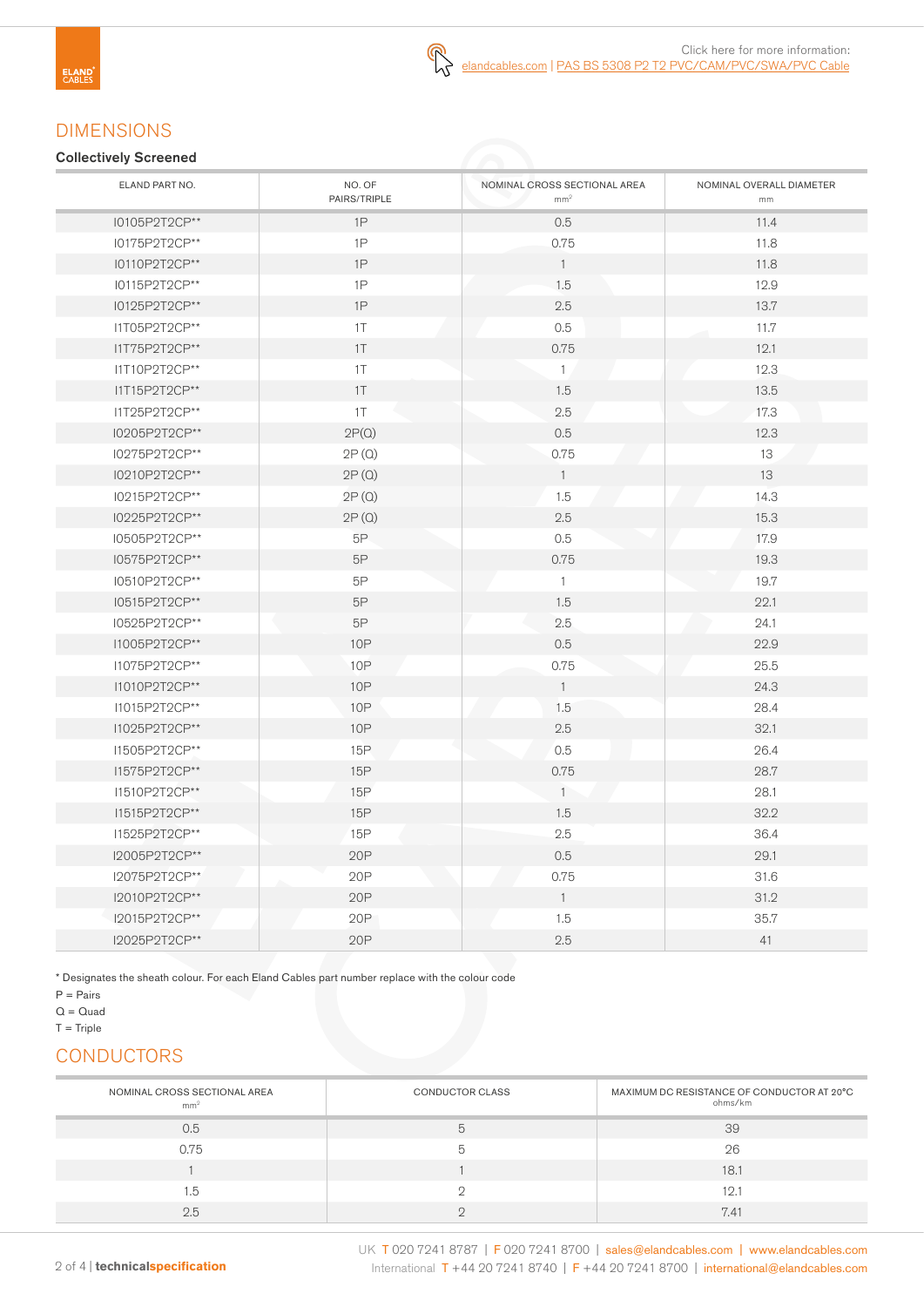Click here for more information:
elandcables.com | PAS BS 5308 P2 T2 PVC/CAM/PVC/SWA/PVC Cable

# DIMENSIONS

### Collectively Screened

| ELAND PART NO. | NO. OF PAIRS/TRIPLE | NOMINAL CROSS SECTIONAL AREA $mm^2$ | NOMINAL OVERALL DIAMETER mm |
|---|---|---|---|
| I0105P2T2CP** | 1P | 0.5 | 11.4 |
| I0175P2T2CP** | 1P | 0.75 | 11.8 |
| I0110P2T2CP** | 1P | 1 | 11.8 |
| I0115P2T2CP** | 1P | 1.5 | 12.9 |
| I0125P2T2CP** | 1P | 2.5 | 13.7 |
| I1T05P2T2CP** | 1T | 0.5 | 11.7 |
| I1T75P2T2CP** | 1T | 0.75 | 12.1 |
| I1T10P2T2CP** | 1T | 1 | 12.3 |
| I1T15P2T2CP** | 1T | 1.5 | 13.5 |
| I1T25P2T2CP** | 1T | 2.5 | 17.3 |
| I0205P2T2CP** | 2P(Q) | 0.5 | 12.3 |
| I0275P2T2CP** | 2P (Q) | 0.75 | 13 |
| I0210P2T2CP** | 2P (Q) | 1 | 13 |
| I0215P2T2CP** | 2P (Q) | 1.5 | 14.3 |
| I0225P2T2CP** | 2P (Q) | 2.5 | 15.3 |
| I0505P2T2CP** | 5P | 0.5 | 17.9 |
| I0575P2T2CP** | 5P | 0.75 | 19.3 |
| I0510P2T2CP** | 5P | 1 | 19.7 |
| I0515P2T2CP** | 5P | 1.5 | 22.1 |
| I0525P2T2CP** | 5P | 2.5 | 24.1 |
| I1005P2T2CP** | 10P | 0.5 | 22.9 |
| I1075P2T2CP** | 10P | 0.75 | 25.5 |
| I1010P2T2CP** | 10P | 1 | 24.3 |
| I1015P2T2CP** | 10P | 1.5 | 28.4 |
| I1025P2T2CP** | 10P | 2.5 | 32.1 |
| I1505P2T2CP** | 15P | 0.5 | 26.4 |
| I1575P2T2CP** | 15P | 0.75 | 28.7 |
| I1510P2T2CP** | 15P | 1 | 28.1 |
| I1515P2T2CP** | 15P | 1.5 | 32.2 |
| I1525P2T2CP** | 15P | 2.5 | 36.4 |
| I2005P2T2CP** | 20P | 0.5 | 29.1 |
| I2075P2T2CP** | 20P | 0.75 | 31.6 |
| I2010P2T2CP** | 20P | 1 | 31.2 |
| I2015P2T2CP** | 20P | 1.5 | 35.7 |
| I2025P2T2CP** | 20P | 2.5 | 41 |

* Designates the sheath colour. For each Eland Cables part number replace with the colour code

P = Pairs

Q = Quad

T = Triple

# CONDUCTORS

| NOMINAL CROSS SECTIONAL AREA $mm^2$ | CONDUCTOR CLASS | MAXIMUM DC RESISTANCE OF CONDUCTOR AT 20°C ohms/km |
|---|---|---|
| 0.5 | 5 | 39 |
| 0.75 | 5 | 26 |
| 1 | 1 | 18.1 |
| 1.5 | 2 | 12.1 |
| 2.5 | 2 | 7.41 |

UK T 020 7241 8787 | F 020 7241 8700 | sales@elandcables.com | www.elandcables.com
International T +44 20 7241 8740 | F +44 20 7241 8700 | international@elandcables.com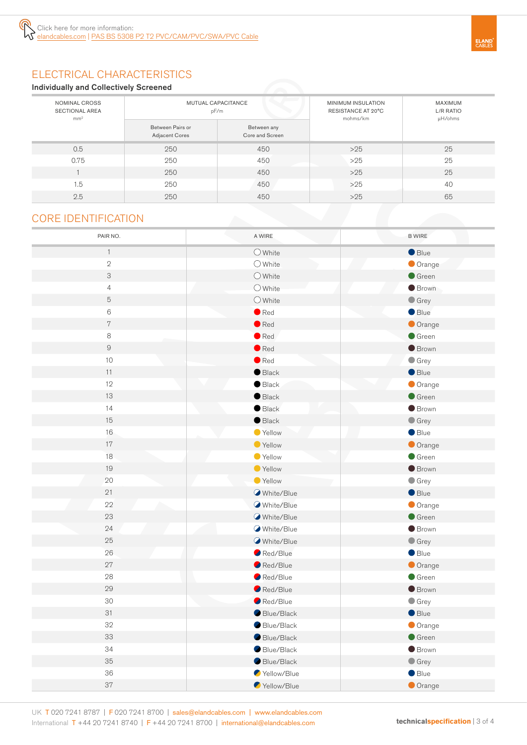Click here for more information:
elandcables.com | PAS BS 5308 P2 T2 PVC/CAM/PVC/SWA/PVC Cable

## ELECTRICAL CHARACTERISTICS

**Individually and Collectively Screened**

| NOMINAL CROSS SECTIONAL AREA mm² | MUTUAL CAPACITANCE pF/m | | MINIMUM INSULATION RESISTANCE AT 20°C mohms/km | MAXIMUM L/R RATIO µH/ohms |
|---|---|---|---|---|
| | Between Pairs or Adjacent Cores | Between any Core and Screen | | |
| 0.5 | 250 | 450 | >25 | 25 |
| 0.75 | 250 | 450 | >25 | 25 |
| 1 | 250 | 450 | >25 | 25 |
| 1.5 | 250 | 450 | >25 | 40 |
| 2.5 | 250 | 450 | >25 | 65 |

## CORE IDENTIFICATION

| PAIR NO. | A WIRE | B WIRE |
|---|---|---|
| 1 | White | Blue |
| 2 | White | Orange |
| 3 | White | Green |
| 4 | White | Brown |
| 5 | White | Grey |
| 6 | Red | Blue |
| 7 | Red | Orange |
| 8 | Red | Green |
| 9 | Red | Brown |
| 10 | Red | Grey |
| 11 | Black | Blue |
| 12 | Black | Orange |
| 13 | Black | Green |
| 14 | Black | Brown |
| 15 | Black | Grey |
| 16 | Yellow | Blue |
| 17 | Yellow | Orange |
| 18 | Yellow | Green |
| 19 | Yellow | Brown |
| 20 | Yellow | Grey |
| 21 | White/Blue | Blue |
| 22 | White/Blue | Orange |
| 23 | White/Blue | Green |
| 24 | White/Blue | Brown |
| 25 | White/Blue | Grey |
| 26 | Red/Blue | Blue |
| 27 | Red/Blue | Orange |
| 28 | Red/Blue | Green |
| 29 | Red/Blue | Brown |
| 30 | Red/Blue | Grey |
| 31 | Blue/Black | Blue |
| 32 | Blue/Black | Orange |
| 33 | Blue/Black | Green |
| 34 | Blue/Black | Brown |
| 35 | Blue/Black | Grey |
| 36 | Yellow/Blue | Blue |
| 37 | Yellow/Blue | Orange |

UK T 020 7241 8787 | F 020 7241 8700 | sales@elandcables.com | www.elandcables.com
International T +44 20 7241 8740 | F +44 20 7241 8700 | international@elandcables.com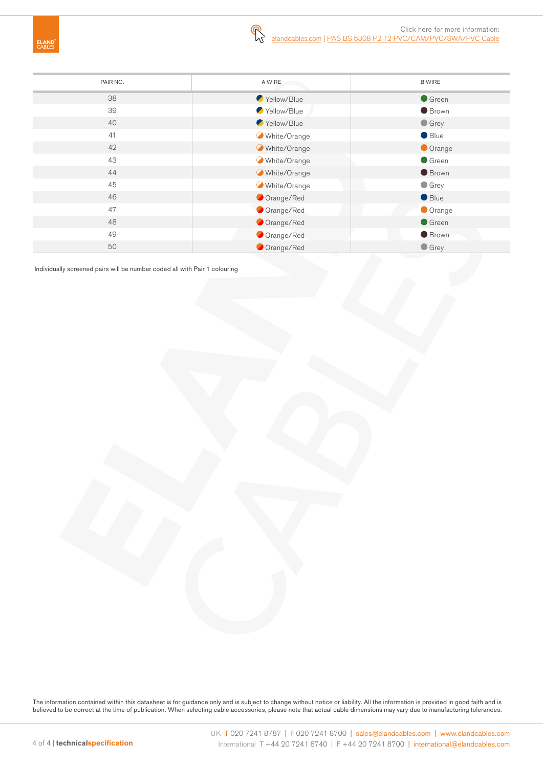Click here for more information:
elandcables.com | PAS BS 5308 P2 T2 PVC/CAM/PVC/SWA/PVC Cable

| PAIR NO. | A WIRE | B WIRE |
|---|---|---|
| 38 | Yellow/Blue | Green |
| 39 | Yellow/Blue | Brown |
| 40 | Yellow/Blue | Grey |
| 41 | White/Orange | Blue |
| 42 | White/Orange | Orange |
| 43 | White/Orange | Green |
| 44 | White/Orange | Brown |
| 45 | White/Orange | Grey |
| 46 | Orange/Red | Blue |
| 47 | Orange/Red | Orange |
| 48 | Orange/Red | Green |
| 49 | Orange/Red | Brown |
| 50 | Orange/Red | Grey |

Individually screened pairs will be number coded all with Pair 1 colouring

The information contained within this datasheet is for guidance only and is subject to change without notice or liability. All the information is provided in good faith and is believed to be correct at the time of publication. When selecting cable accessories, please note that actual cable dimensions may vary due to manufacturing tolerances.

UK T 020 7241 8787 | F 020 7241 8700 | sales@elandcables.com | www.elandcables.com
International T +44 20 7241 8740 | F +44 20 7241 8700 | international@elandcables.com